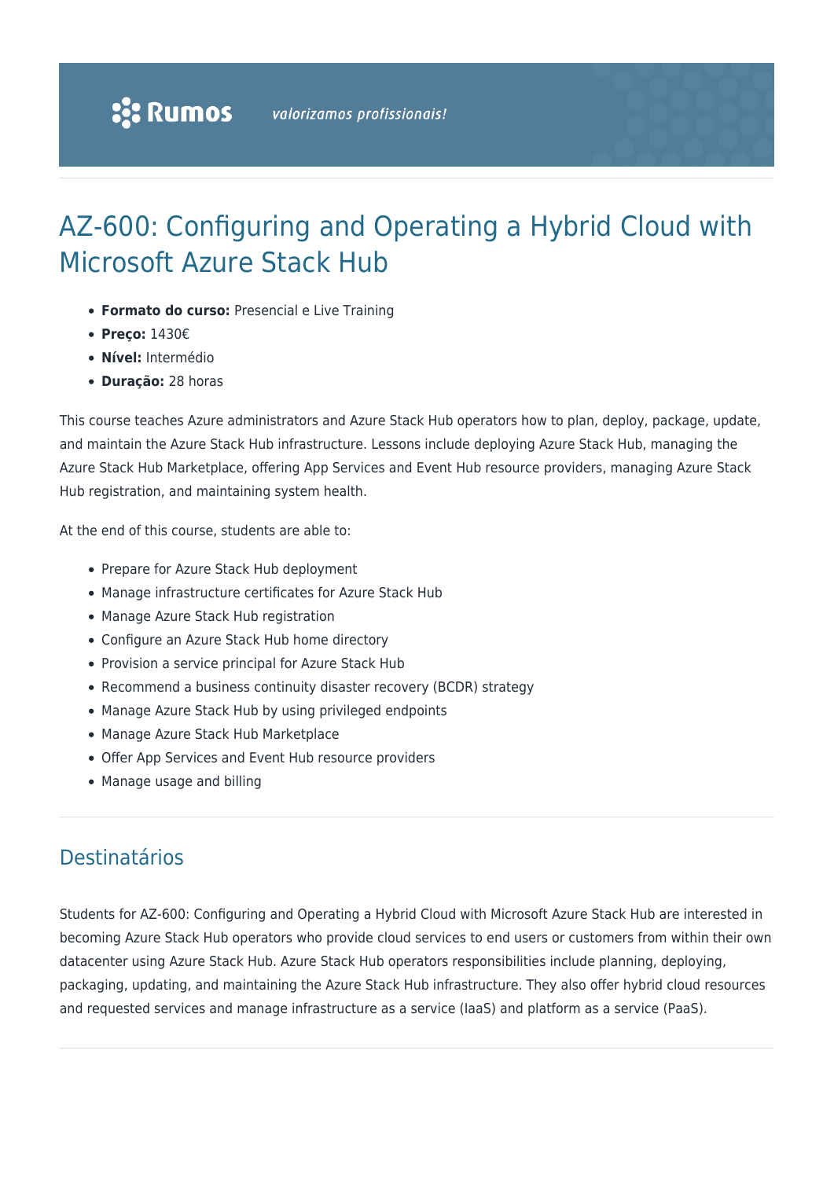# AZ-600: Configuring and Operating a Hybrid Cloud with Microsoft Azure Stack Hub

- **Formato do curso:** Presencial e Live Training
- **Preço:** 1430€
- **Nível:** Intermédio
- **Duração:** 28 horas

This course teaches Azure administrators and Azure Stack Hub operators how to plan, deploy, package, update, and maintain the Azure Stack Hub infrastructure. Lessons include deploying Azure Stack Hub, managing the Azure Stack Hub Marketplace, offering App Services and Event Hub resource providers, managing Azure Stack Hub registration, and maintaining system health.

At the end of this course, students are able to:

- Prepare for Azure Stack Hub deployment
- Manage infrastructure certificates for Azure Stack Hub
- Manage Azure Stack Hub registration
- Configure an Azure Stack Hub home directory
- Provision a service principal for Azure Stack Hub
- Recommend a business continuity disaster recovery (BCDR) strategy
- Manage Azure Stack Hub by using privileged endpoints
- Manage Azure Stack Hub Marketplace
- Offer App Services and Event Hub resource providers
- Manage usage and billing

## Destinatários

Students for AZ-600: Configuring and Operating a Hybrid Cloud with Microsoft Azure Stack Hub are interested in becoming Azure Stack Hub operators who provide cloud services to end users or customers from within their own datacenter using Azure Stack Hub. Azure Stack Hub operators responsibilities include planning, deploying, packaging, updating, and maintaining the Azure Stack Hub infrastructure. They also offer hybrid cloud resources and requested services and manage infrastructure as a service (IaaS) and platform as a service (PaaS).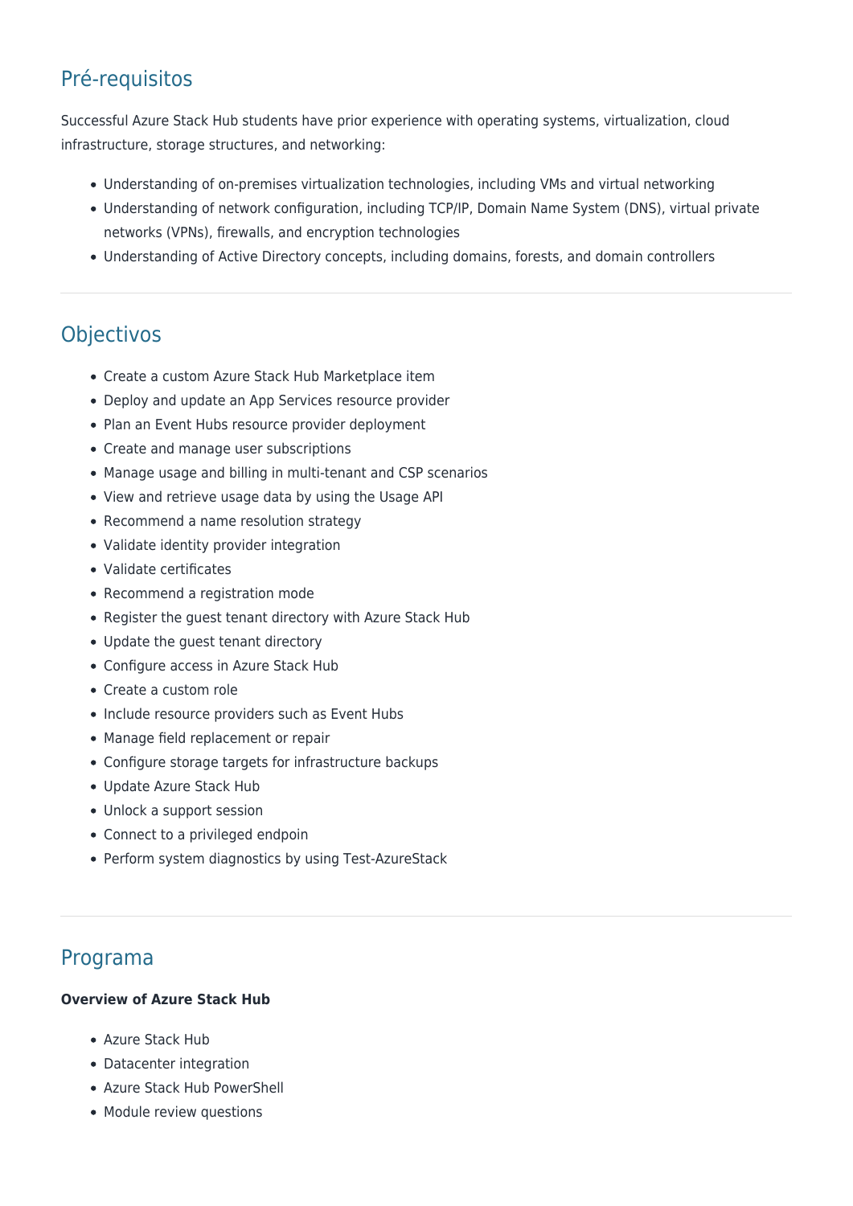## Pré-requisitos

Successful Azure Stack Hub students have prior experience with operating systems, virtualization, cloud infrastructure, storage structures, and networking:

- Understanding of on-premises virtualization technologies, including VMs and virtual networking
- Understanding of network configuration, including TCP/IP, Domain Name System (DNS), virtual private networks (VPNs), firewalls, and encryption technologies
- Understanding of Active Directory concepts, including domains, forests, and domain controllers

## Objectivos

- Create a custom Azure Stack Hub Marketplace item
- Deploy and update an App Services resource provider
- Plan an Event Hubs resource provider deployment
- Create and manage user subscriptions
- Manage usage and billing in multi-tenant and CSP scenarios
- View and retrieve usage data by using the Usage API
- Recommend a name resolution strategy
- Validate identity provider integration
- Validate certificates
- Recommend a registration mode
- Register the guest tenant directory with Azure Stack Hub
- Update the guest tenant directory
- Configure access in Azure Stack Hub
- Create a custom role
- Include resource providers such as Event Hubs
- Manage field replacement or repair
- Configure storage targets for infrastructure backups
- Update Azure Stack Hub
- Unlock a support session
- Connect to a privileged endpoin
- Perform system diagnostics by using Test-AzureStack

## Programa

**Overview of Azure Stack Hub**

- Azure Stack Hub
- Datacenter integration
- Azure Stack Hub PowerShell
- Module review questions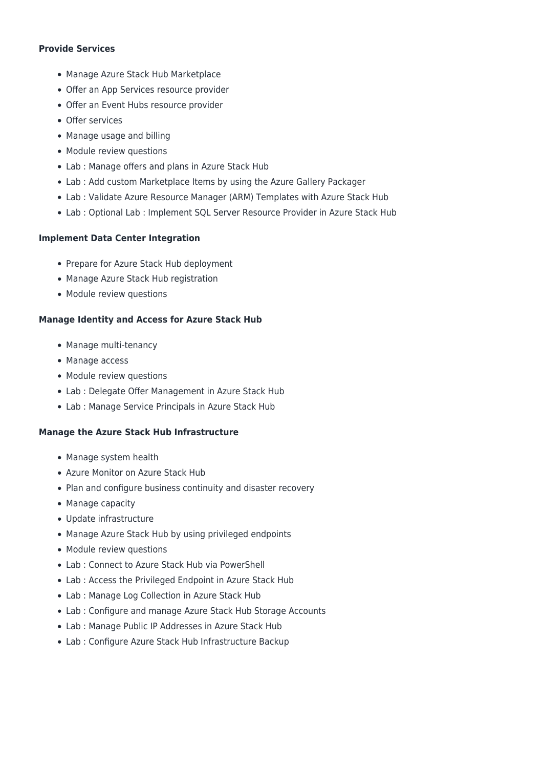**Provide Services**

- Manage Azure Stack Hub Marketplace
- Offer an App Services resource provider
- Offer an Event Hubs resource provider
- Offer services
- Manage usage and billing
- Module review questions
- Lab : Manage offers and plans in Azure Stack Hub
- Lab : Add custom Marketplace Items by using the Azure Gallery Packager
- Lab : Validate Azure Resource Manager (ARM) Templates with Azure Stack Hub
- Lab : Optional Lab : Implement SQL Server Resource Provider in Azure Stack Hub

**Implement Data Center Integration**

- Prepare for Azure Stack Hub deployment
- Manage Azure Stack Hub registration
- Module review questions

**Manage Identity and Access for Azure Stack Hub**

- Manage multi-tenancy
- Manage access
- Module review questions
- Lab : Delegate Offer Management in Azure Stack Hub
- Lab : Manage Service Principals in Azure Stack Hub

**Manage the Azure Stack Hub Infrastructure**

- Manage system health
- Azure Monitor on Azure Stack Hub
- Plan and configure business continuity and disaster recovery
- Manage capacity
- Update infrastructure
- Manage Azure Stack Hub by using privileged endpoints
- Module review questions
- Lab : Connect to Azure Stack Hub via PowerShell
- Lab : Access the Privileged Endpoint in Azure Stack Hub
- Lab : Manage Log Collection in Azure Stack Hub
- Lab : Configure and manage Azure Stack Hub Storage Accounts
- Lab : Manage Public IP Addresses in Azure Stack Hub
- Lab : Configure Azure Stack Hub Infrastructure Backup